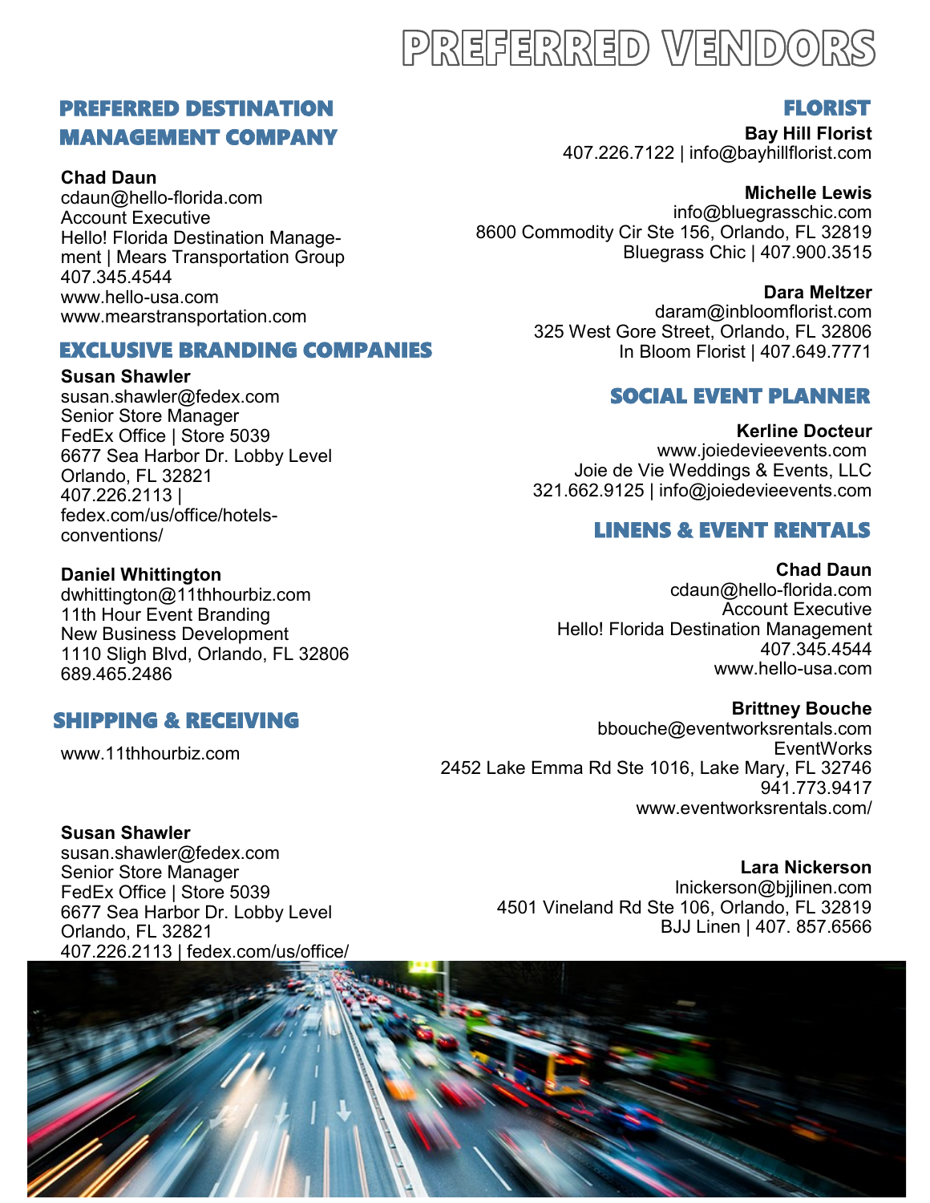# PREFERRED VENDORS

## PREFERRED DESTINATION MANAGEMENT COMPANY

**Chad Daun**
cdaun@hello-florida.com
Account Executive
Hello! Florida Destination Management | Mears Transportation Group
407.345.4544
www.hello-usa.com
www.mearstransportation.com

## EXCLUSIVE BRANDING COMPANIES

**Susan Shawler**
susan.shawler@fedex.com
Senior Store Manager
FedEx Office | Store 5039
6677 Sea Harbor Dr. Lobby Level
Orlando, FL 32821
407.226.2113 |
fedex.com/us/office/hotels-conventions/

**Daniel Whittington**
dwhittington@11thhourbiz.com
11th Hour Event Branding
New Business Development
1110 Sligh Blvd, Orlando, FL 32806
689.465.2486

## SHIPPING & RECEIVING

www.11thhourbiz.com

**Susan Shawler**
susan.shawler@fedex.com
Senior Store Manager
FedEx Office | Store 5039
6677 Sea Harbor Dr. Lobby Level
Orlando, FL 32821
407.226.2113 | fedex.com/us/office/

## FLORIST

**Bay Hill Florist**
407.226.7122 | info@bayhillflorist.com

**Michelle Lewis**
info@bluegrasschic.com
8600 Commodity Cir Ste 156, Orlando, FL 32819
Bluegrass Chic | 407.900.3515

**Dara Meltzer**
daram@inbloomflorist.com
325 West Gore Street, Orlando, FL 32806
In Bloom Florist | 407.649.7771

## SOCIAL EVENT PLANNER

**Kerline Docteur**
www.joiedevieevents.com
Joie de Vie Weddings & Events, LLC
321.662.9125 | info@joiedevieevents.com

## LINENS & EVENT RENTALS

**Chad Daun**
cdaun@hello-florida.com
Account Executive
Hello! Florida Destination Management
407.345.4544
www.hello-usa.com

**Brittney Bouche**
bbouche@eventworksrentals.com
EventWorks
2452 Lake Emma Rd Ste 1016, Lake Mary, FL 32746
941.773.9417
www.eventworksrentals.com/

**Lara Nickerson**
lnickerson@bjjlinen.com
4501 Vineland Rd Ste 106, Orlando, FL 32819
BJJ Linen | 407. 857.6566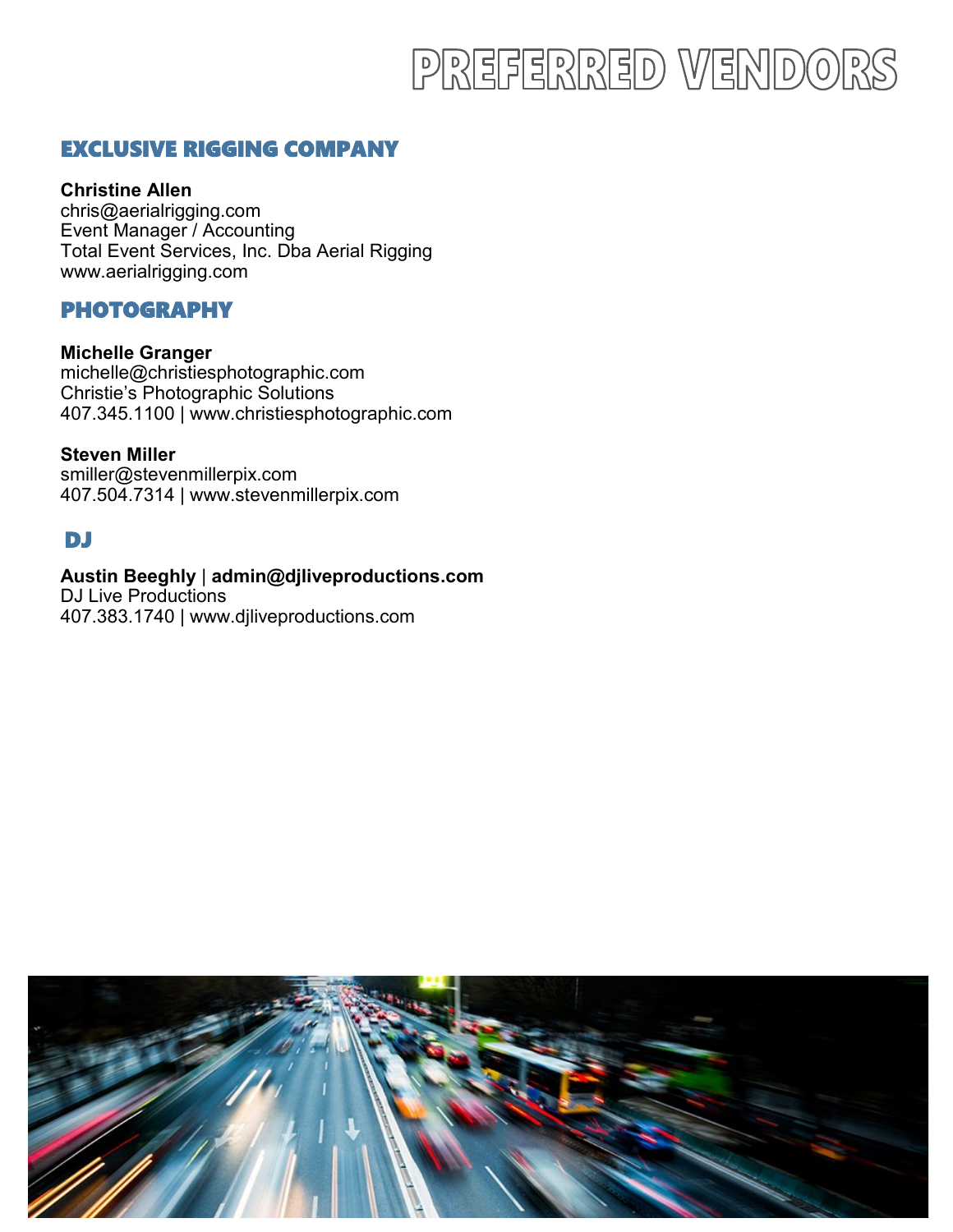# PREFERRED VENDORS

## EXCLUSIVE RIGGING COMPANY

**Christine Allen**
chris@aerialrigging.com
Event Manager / Accounting
Total Event Services, Inc. Dba Aerial Rigging
www.aerialrigging.com

## PHOTOGRAPHY

**Michelle Granger**
michelle@christiesphotographic.com
Christie's Photographic Solutions
407.345.1100 | www.christiesphotographic.com

**Steven Miller**
smiller@stevenmillerpix.com
407.504.7314 | www.stevenmillerpix.com

## DJ

**Austin Beeghly** | **admin@djliveproductions.com**
DJ Live Productions
407.383.1740 | www.djliveproductions.com